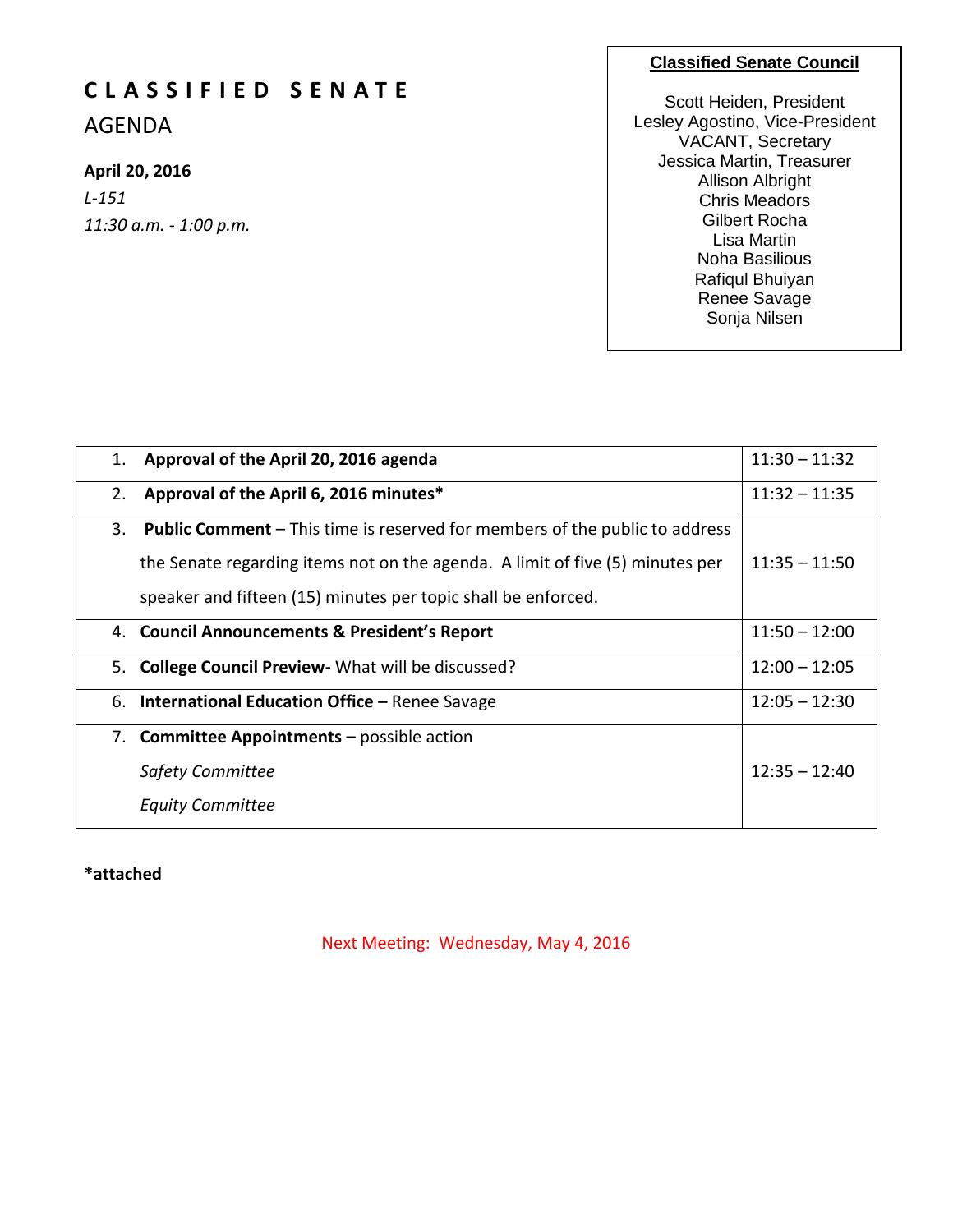# CLASSIFIED SENATE

## AGENDA

**April 20, 2016**

*L-151*

*11:30 a.m. - 1:00 p.m.*

**Classified Senate Council**

Scott Heiden, President
Lesley Agostino, Vice-President
VACANT, Secretary
Jessica Martin, Treasurer
Allison Albright
Chris Meadors
Gilbert Rocha
Lisa Martin
Noha Basilious
Rafiqul Bhuiyan
Renee Savage
Sonja Nilsen

| Item | Time |
|---|---|
| 1. **Approval of the April 20, 2016 agenda** | 11:30 – 11:32 |
| 2. **Approval of the April 6, 2016 minutes*** | 11:32 – 11:35 |
| 3. **Public Comment** – This time is reserved for members of the public to address the Senate regarding items not on the agenda. A limit of five (5) minutes per speaker and fifteen (15) minutes per topic shall be enforced. | 11:35 – 11:50 |
| 4. **Council Announcements & President's Report** | 11:50 – 12:00 |
| 5. **College Council Preview-** What will be discussed? | 12:00 – 12:05 |
| 6. **International Education Office –** Renee Savage | 12:05 – 12:30 |
| 7. **Committee Appointments –** possible action<br>*Safety Committee*<br>*Equity Committee* | 12:35 – 12:40 |

***attached**

Next Meeting: Wednesday, May 4, 2016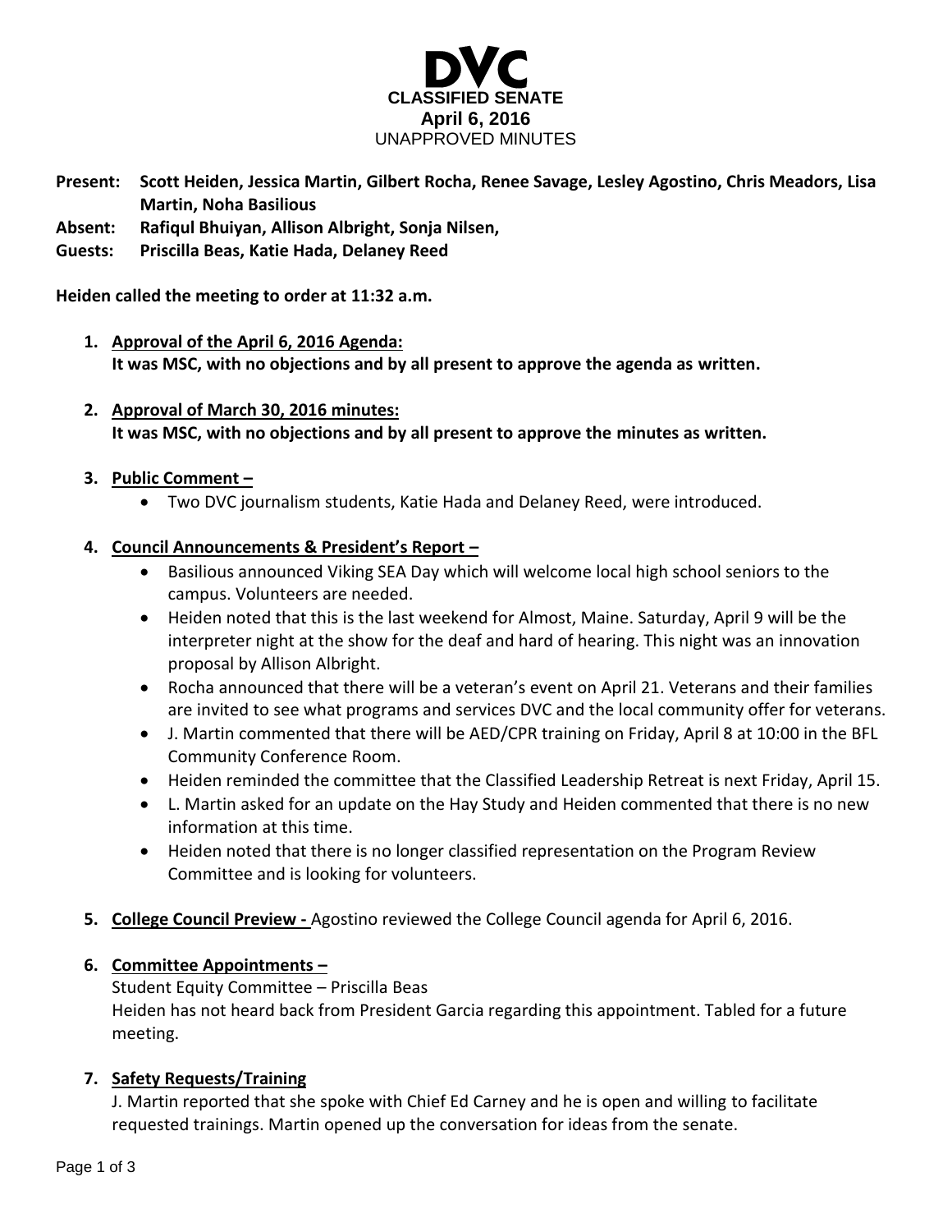# DVC

**CLASSIFIED SENATE**
**April 6, 2016**
UNAPPROVED MINUTES

**Present:** **Scott Heiden, Jessica Martin, Gilbert Rocha, Renee Savage, Lesley Agostino, Chris Meadors, Lisa Martin, Noha Basilious**
**Absent:** **Rafiqul Bhuiyan, Allison Albright, Sonja Nilsen,**
**Guests:** **Priscilla Beas, Katie Hada, Delaney Reed**

**Heiden called the meeting to order at 11:32 a.m.**

1. **Approval of the April 6, 2016 Agenda:**
   **It was MSC, with no objections and by all present to approve the agenda as written.**

2. **Approval of March 30, 2016 minutes:**
   **It was MSC, with no objections and by all present to approve the minutes as written.**

3. **Public Comment –**
   - Two DVC journalism students, Katie Hada and Delaney Reed, were introduced.

4. **Council Announcements & President's Report –**
   - Basilious announced Viking SEA Day which will welcome local high school seniors to the campus. Volunteers are needed.
   - Heiden noted that this is the last weekend for Almost, Maine. Saturday, April 9 will be the interpreter night at the show for the deaf and hard of hearing. This night was an innovation proposal by Allison Albright.
   - Rocha announced that there will be a veteran's event on April 21. Veterans and their families are invited to see what programs and services DVC and the local community offer for veterans.
   - J. Martin commented that there will be AED/CPR training on Friday, April 8 at 10:00 in the BFL Community Conference Room.
   - Heiden reminded the committee that the Classified Leadership Retreat is next Friday, April 15.
   - L. Martin asked for an update on the Hay Study and Heiden commented that there is no new information at this time.
   - Heiden noted that there is no longer classified representation on the Program Review Committee and is looking for volunteers.

5. **College Council Preview -** Agostino reviewed the College Council agenda for April 6, 2016.

6. **Committee Appointments –**
   Student Equity Committee – Priscilla Beas
   Heiden has not heard back from President Garcia regarding this appointment. Tabled for a future meeting.

7. **Safety Requests/Training**
   J. Martin reported that she spoke with Chief Ed Carney and he is open and willing to facilitate requested trainings. Martin opened up the conversation for ideas from the senate.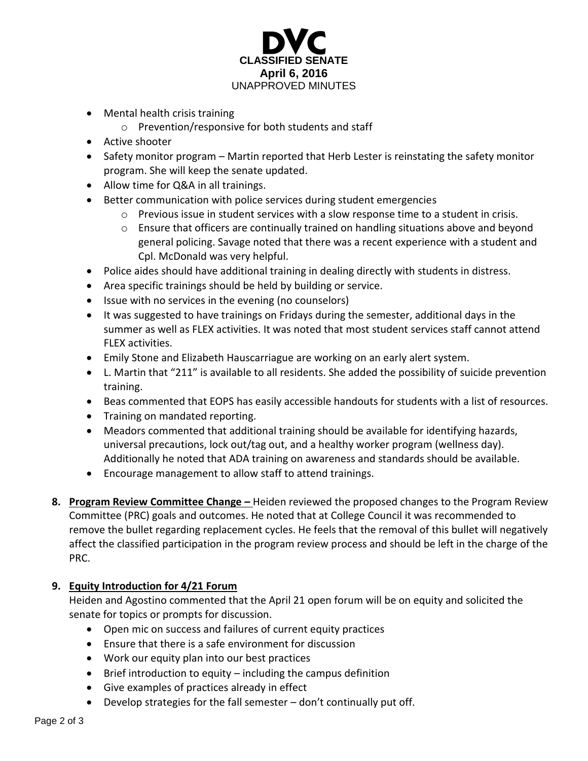- Mental health crisis training
    - Prevention/responsive for both students and staff
- Active shooter
- Safety monitor program – Martin reported that Herb Lester is reinstating the safety monitor program. She will keep the senate updated.
- Allow time for Q&A in all trainings.
- Better communication with police services during student emergencies
    - Previous issue in student services with a slow response time to a student in crisis.
    - Ensure that officers are continually trained on handling situations above and beyond general policing. Savage noted that there was a recent experience with a student and Cpl. McDonald was very helpful.
- Police aides should have additional training in dealing directly with students in distress.
- Area specific trainings should be held by building or service.
- Issue with no services in the evening (no counselors)
- It was suggested to have trainings on Fridays during the semester, additional days in the summer as well as FLEX activities. It was noted that most student services staff cannot attend FLEX activities.
- Emily Stone and Elizabeth Hauscarriague are working on an early alert system.
- L. Martin that "211" is available to all residents. She added the possibility of suicide prevention training.
- Beas commented that EOPS has easily accessible handouts for students with a list of resources.
- Training on mandated reporting.
- Meadors commented that additional training should be available for identifying hazards, universal precautions, lock out/tag out, and a healthy worker program (wellness day). Additionally he noted that ADA training on awareness and standards should be available.
- Encourage management to allow staff to attend trainings.

**8. Program Review Committee Change –** Heiden reviewed the proposed changes to the Program Review Committee (PRC) goals and outcomes. He noted that at College Council it was recommended to remove the bullet regarding replacement cycles. He feels that the removal of this bullet will negatively affect the classified participation in the program review process and should be left in the charge of the PRC.

**9. Equity Introduction for 4/21 Forum**

Heiden and Agostino commented that the April 21 open forum will be on equity and solicited the senate for topics or prompts for discussion.

- Open mic on success and failures of current equity practices
- Ensure that there is a safe environment for discussion
- Work our equity plan into our best practices
- Brief introduction to equity – including the campus definition
- Give examples of practices already in effect
- Develop strategies for the fall semester – don't continually put off.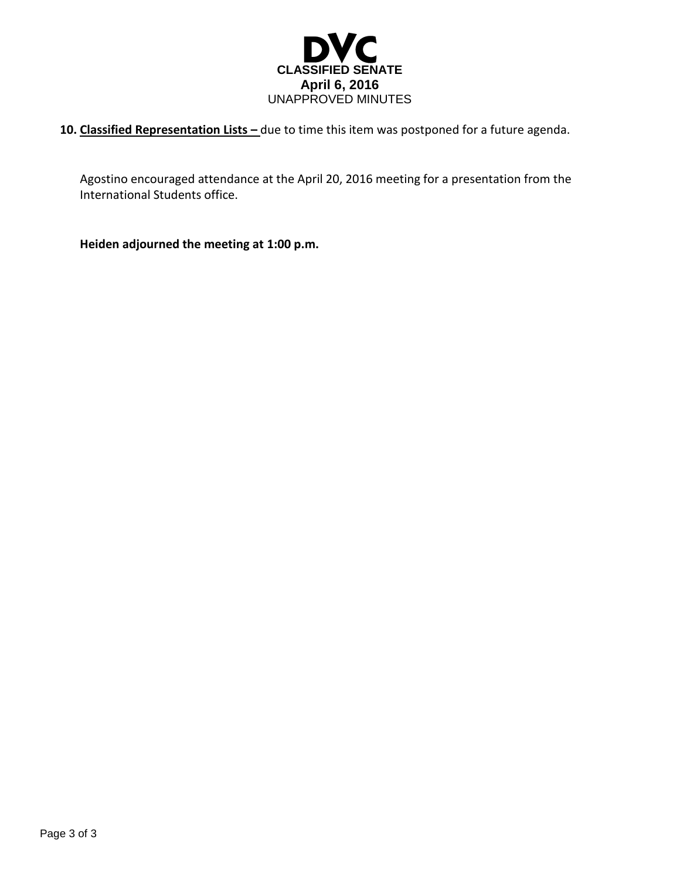**10. <u>Classified Representation Lists –</u>** due to time this item was postponed for a future agenda.

Agostino encouraged attendance at the April 20, 2016 meeting for a presentation from the International Students office.

**Heiden adjourned the meeting at 1:00 p.m.**